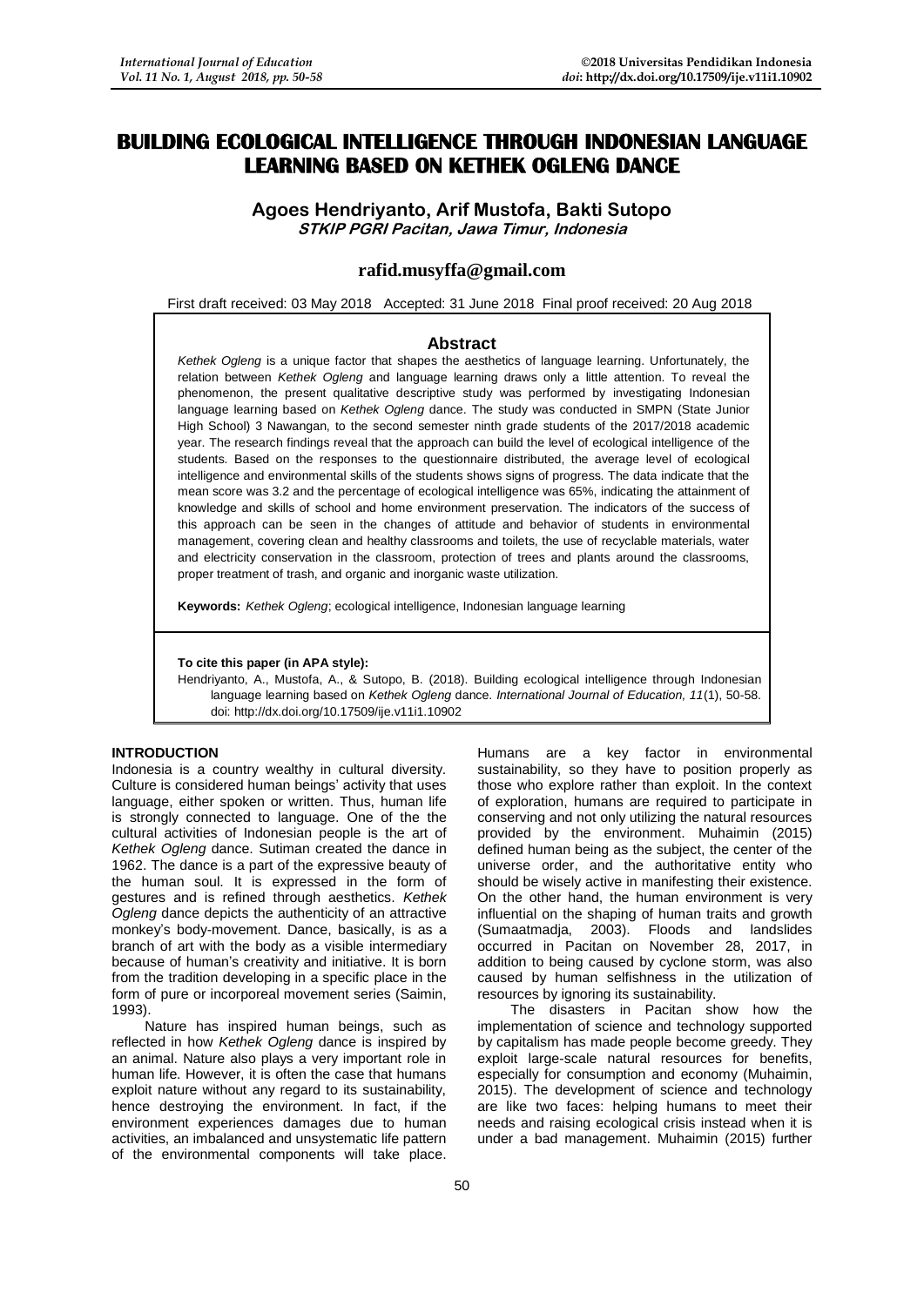# BUILDING ECOLOGICAL INTELLIGENCE THROUGH INDONESIAN LANGUAGE LEARNING BASED ON KETHEK OGLENG DANCE

**Agoes Hendriyanto, Arif Mustofa, Bakti Sutopo**
***STKIP PGRI Pacitan, Jawa Timur, Indonesia***

**rafid.musyffa@gmail.com**

First draft received: 03 May 2018 Accepted: 31 June 2018 Final proof received: 20 Aug 2018

## Abstract

*Kethek Ogleng* is a unique factor that shapes the aesthetics of language learning. Unfortunately, the relation between *Kethek Ogleng* and language learning draws only a little attention. To reveal the phenomenon, the present qualitative descriptive study was performed by investigating Indonesian language learning based on *Kethek Ogleng* dance. The study was conducted in SMPN (State Junior High School) 3 Nawangan, to the second semester ninth grade students of the 2017/2018 academic year. The research findings reveal that the approach can build the level of ecological intelligence of the students. Based on the responses to the questionnaire distributed, the average level of ecological intelligence and environmental skills of the students shows signs of progress. The data indicate that the mean score was 3.2 and the percentage of ecological intelligence was 65%, indicating the attainment of knowledge and skills of school and home environment preservation. The indicators of the success of this approach can be seen in the changes of attitude and behavior of students in environmental management, covering clean and healthy classrooms and toilets, the use of recyclable materials, water and electricity conservation in the classroom, protection of trees and plants around the classrooms, proper treatment of trash, and organic and inorganic waste utilization.

**Keywords:** *Kethek Ogleng*; ecological intelligence, Indonesian language learning

**To cite this paper (in APA style):**
Hendriyanto, A., Mustofa, A., & Sutopo, B. (2018). Building ecological intelligence through Indonesian language learning based on *Kethek Ogleng* dance. *International Journal of Education, 11*(1), 50-58. doi: http://dx.doi.org/10.17509/ije.v11i1.10902

## INTRODUCTION

Indonesia is a country wealthy in cultural diversity. Culture is considered human beings' activity that uses language, either spoken or written. Thus, human life is strongly connected to language. One of the the cultural activities of Indonesian people is the art of *Kethek Ogleng* dance. Sutiman created the dance in 1962. The dance is a part of the expressive beauty of the human soul. It is expressed in the form of gestures and is refined through aesthetics. *Kethek Ogleng* dance depicts the authenticity of an attractive monkey's body-movement. Dance, basically, is as a branch of art with the body as a visible intermediary because of human's creativity and initiative. It is born from the tradition developing in a specific place in the form of pure or incorporeal movement series (Saimin, 1993).

Nature has inspired human beings, such as reflected in how *Kethek Ogleng* dance is inspired by an animal. Nature also plays a very important role in human life. However, it is often the case that humans exploit nature without any regard to its sustainability, hence destroying the environment. In fact, if the environment experiences damages due to human activities, an imbalanced and unsystematic life pattern of the environmental components will take place. Humans are a key factor in environmental sustainability, so they have to position properly as those who explore rather than exploit. In the context of exploration, humans are required to participate in conserving and not only utilizing the natural resources provided by the environment. Muhaimin (2015) defined human being as the subject, the center of the universe order, and the authoritative entity who should be wisely active in manifesting their existence. On the other hand, the human environment is very influential on the shaping of human traits and growth (Sumaatmadja, 2003). Floods and landslides occurred in Pacitan on November 28, 2017, in addition to being caused by cyclone storm, was also caused by human selfishness in the utilization of resources by ignoring its sustainability.

The disasters in Pacitan show how the implementation of science and technology supported by capitalism has made people become greedy. They exploit large-scale natural resources for benefits, especially for consumption and economy (Muhaimin, 2015). The development of science and technology are like two faces: helping humans to meet their needs and raising ecological crisis instead when it is under a bad management. Muhaimin (2015) further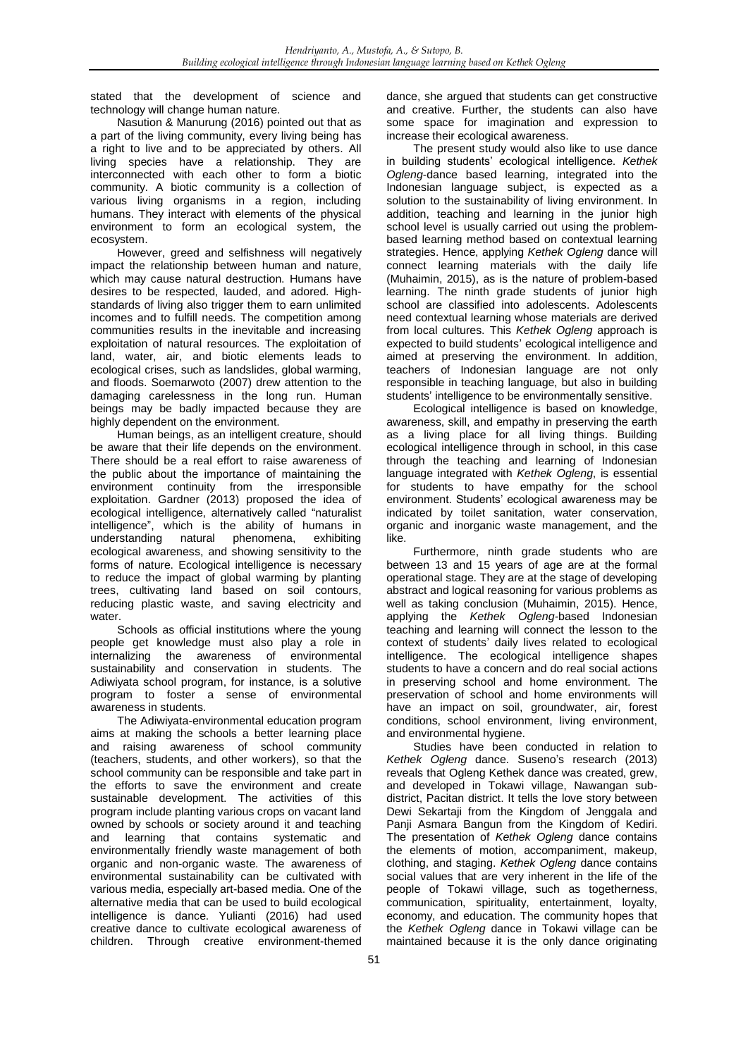stated that the development of science and technology will change human nature.

Nasution & Manurung (2016) pointed out that as a part of the living community, every living being has a right to live and to be appreciated by others. All living species have a relationship. They are interconnected with each other to form a biotic community. A biotic community is a collection of various living organisms in a region, including humans. They interact with elements of the physical environment to form an ecological system, the ecosystem.

However, greed and selfishness will negatively impact the relationship between human and nature, which may cause natural destruction. Humans have desires to be respected, lauded, and adored. High-standards of living also trigger them to earn unlimited incomes and to fulfill needs. The competition among communities results in the inevitable and increasing exploitation of natural resources. The exploitation of land, water, air, and biotic elements leads to ecological crises, such as landslides, global warming, and floods. Soemarwoto (2007) drew attention to the damaging carelessness in the long run. Human beings may be badly impacted because they are highly dependent on the environment.

Human beings, as an intelligent creature, should be aware that their life depends on the environment. There should be a real effort to raise awareness of the public about the importance of maintaining the environment continuity from the irresponsible exploitation. Gardner (2013) proposed the idea of ecological intelligence, alternatively called "naturalist intelligence", which is the ability of humans in understanding natural phenomena, exhibiting ecological awareness, and showing sensitivity to the forms of nature. Ecological intelligence is necessary to reduce the impact of global warming by planting trees, cultivating land based on soil contours, reducing plastic waste, and saving electricity and water.

Schools as official institutions where the young people get knowledge must also play a role in internalizing the awareness of environmental sustainability and conservation in students. The Adiwiyata school program, for instance, is a solutive program to foster a sense of environmental awareness in students.

The Adiwiyata-environmental education program aims at making the schools a better learning place and raising awareness of school community (teachers, students, and other workers), so that the school community can be responsible and take part in the efforts to save the environment and create sustainable development. The activities of this program include planting various crops on vacant land owned by schools or society around it and teaching and learning that contains systematic and environmentally friendly waste management of both organic and non-organic waste. The awareness of environmental sustainability can be cultivated with various media, especially art-based media. One of the alternative media that can be used to build ecological intelligence is dance. Yulianti (2016) had used creative dance to cultivate ecological awareness of children. Through creative environment-themed dance, she argued that students can get constructive and creative. Further, the students can also have some space for imagination and expression to increase their ecological awareness.

The present study would also like to use dance in building students' ecological intelligence. *Kethek Ogleng*-dance based learning, integrated into the Indonesian language subject, is expected as a solution to the sustainability of living environment. In addition, teaching and learning in the junior high school level is usually carried out using the problem-based learning method based on contextual learning strategies. Hence, applying *Kethek Ogleng* dance will connect learning materials with the daily life (Muhaimin, 2015), as is the nature of problem-based learning. The ninth grade students of junior high school are classified into adolescents. Adolescents need contextual learning whose materials are derived from local cultures. This *Kethek Ogleng* approach is expected to build students' ecological intelligence and aimed at preserving the environment. In addition, teachers of Indonesian language are not only responsible in teaching language, but also in building students' intelligence to be environmentally sensitive.

Ecological intelligence is based on knowledge, awareness, skill, and empathy in preserving the earth as a living place for all living things. Building ecological intelligence through in school, in this case through the teaching and learning of Indonesian language integrated with *Kethek Ogleng*, is essential for students to have empathy for the school environment. Students' ecological awareness may be indicated by toilet sanitation, water conservation, organic and inorganic waste management, and the like.

Furthermore, ninth grade students who are between 13 and 15 years of age are at the formal operational stage. They are at the stage of developing abstract and logical reasoning for various problems as well as taking conclusion (Muhaimin, 2015). Hence, applying the *Kethek Ogleng*-based Indonesian teaching and learning will connect the lesson to the context of students' daily lives related to ecological intelligence. The ecological intelligence shapes students to have a concern and do real social actions in preserving school and home environment. The preservation of school and home environments will have an impact on soil, groundwater, air, forest conditions, school environment, living environment, and environmental hygiene.

Studies have been conducted in relation to *Kethek Ogleng* dance. Suseno's research (2013) reveals that Ogleng Kethek dance was created, grew, and developed in Tokawi village, Nawangan sub-district, Pacitan district. It tells the love story between Dewi Sekartaji from the Kingdom of Jenggala and Panji Asmara Bangun from the Kingdom of Kediri. The presentation of *Kethek Ogleng* dance contains the elements of motion, accompaniment, makeup, clothing, and staging. *Kethek Ogleng* dance contains social values that are very inherent in the life of the people of Tokawi village, such as togetherness, communication, spirituality, entertainment, loyalty, economy, and education. The community hopes that the *Kethek Ogleng* dance in Tokawi village can be maintained because it is the only dance originating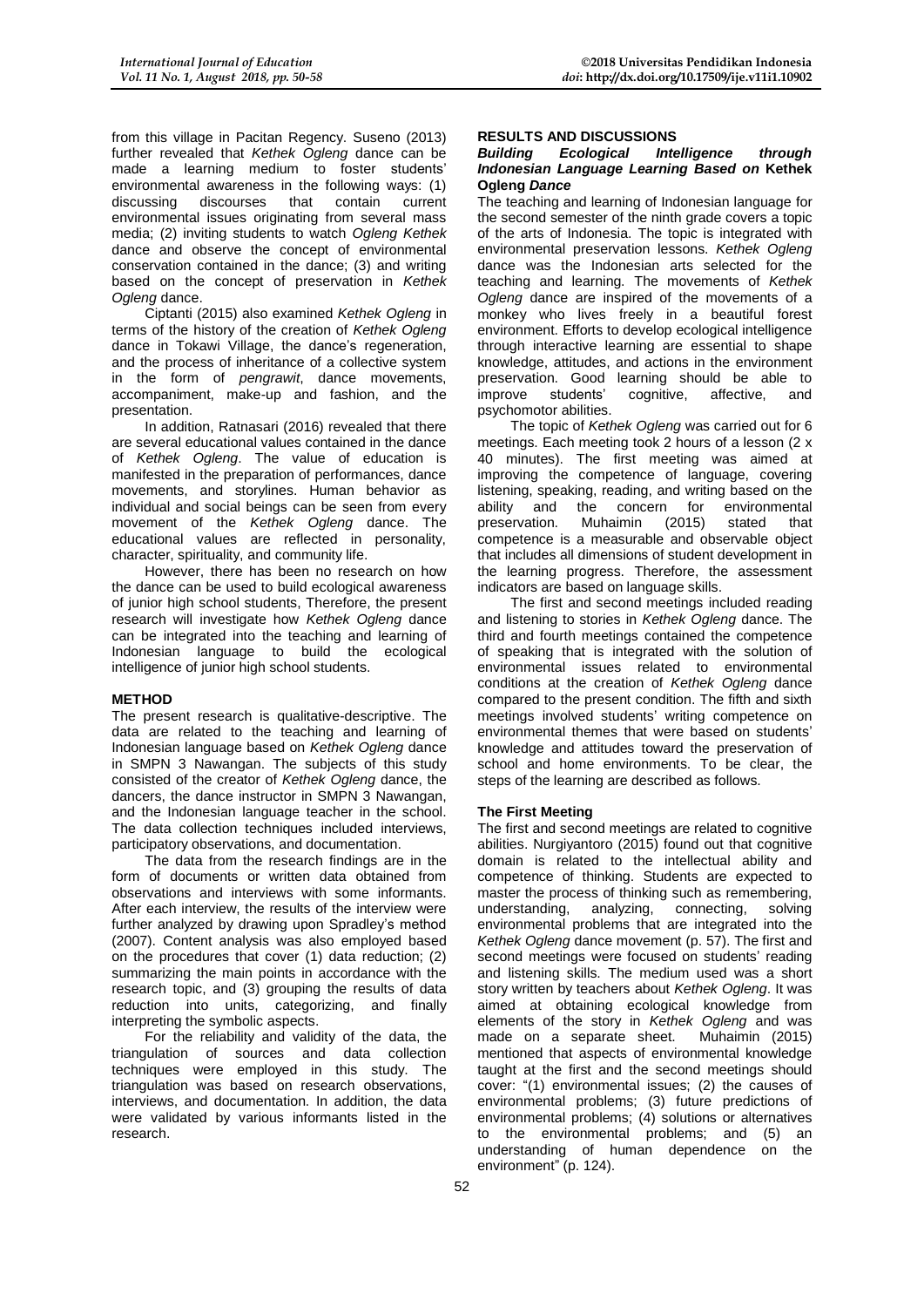from this village in Pacitan Regency. Suseno (2013) further revealed that *Kethek Ogleng* dance can be made a learning medium to foster students' environmental awareness in the following ways: (1) discussing discourses that contain current environmental issues originating from several mass media; (2) inviting students to watch *Ogleng Kethek* dance and observe the concept of environmental conservation contained in the dance; (3) and writing based on the concept of preservation in *Kethek Ogleng* dance.

Ciptanti (2015) also examined *Kethek Ogleng* in terms of the history of the creation of *Kethek Ogleng* dance in Tokawi Village, the dance's regeneration, and the process of inheritance of a collective system in the form of *pengrawit*, dance movements, accompaniment, make-up and fashion, and the presentation.

In addition, Ratnasari (2016) revealed that there are several educational values contained in the dance of *Kethek Ogleng*. The value of education is manifested in the preparation of performances, dance movements, and storylines. Human behavior as individual and social beings can be seen from every movement of the *Kethek Ogleng* dance. The educational values are reflected in personality, character, spirituality, and community life.

However, there has been no research on how the dance can be used to build ecological awareness of junior high school students, Therefore, the present research will investigate how *Kethek Ogleng* dance can be integrated into the teaching and learning of Indonesian language to build the ecological intelligence of junior high school students.

## METHOD

The present research is qualitative-descriptive. The data are related to the teaching and learning of Indonesian language based on *Kethek Ogleng* dance in SMPN 3 Nawangan. The subjects of this study consisted of the creator of *Kethek Ogleng* dance, the dancers, the dance instructor in SMPN 3 Nawangan, and the Indonesian language teacher in the school. The data collection techniques included interviews, participatory observations, and documentation.

The data from the research findings are in the form of documents or written data obtained from observations and interviews with some informants. After each interview, the results of the interview were further analyzed by drawing upon Spradley's method (2007). Content analysis was also employed based on the procedures that cover (1) data reduction; (2) summarizing the main points in accordance with the research topic, and (3) grouping the results of data reduction into units, categorizing, and finally interpreting the symbolic aspects.

For the reliability and validity of the data, the triangulation of sources and data collection techniques were employed in this study. The triangulation was based on research observations, interviews, and documentation. In addition, the data were validated by various informants listed in the research.

## RESULTS AND DISCUSSIONS

### *Building Ecological Intelligence through Indonesian Language Learning Based on* Kethek Ogleng *Dance*

The teaching and learning of Indonesian language for the second semester of the ninth grade covers a topic of the arts of Indonesia. The topic is integrated with environmental preservation lessons. *Kethek Ogleng* dance was the Indonesian arts selected for the teaching and learning. The movements of *Kethek Ogleng* dance are inspired of the movements of a monkey who lives freely in a beautiful forest environment. Efforts to develop ecological intelligence through interactive learning are essential to shape knowledge, attitudes, and actions in the environment preservation. Good learning should be able to improve students' cognitive, affective, and psychomotor abilities.

The topic of *Kethek Ogleng* was carried out for 6 meetings. Each meeting took 2 hours of a lesson (2 x 40 minutes). The first meeting was aimed at improving the competence of language, covering listening, speaking, reading, and writing based on the ability and the concern for environmental preservation. Muhaimin (2015) stated that competence is a measurable and observable object that includes all dimensions of student development in the learning progress. Therefore, the assessment indicators are based on language skills.

The first and second meetings included reading and listening to stories in *Kethek Ogleng* dance. The third and fourth meetings contained the competence of speaking that is integrated with the solution of environmental issues related to environmental conditions at the creation of *Kethek Ogleng* dance compared to the present condition. The fifth and sixth meetings involved students' writing competence on environmental themes that were based on students' knowledge and attitudes toward the preservation of school and home environments. To be clear, the steps of the learning are described as follows.

### The First Meeting

The first and second meetings are related to cognitive abilities. Nurgiyantoro (2015) found out that cognitive domain is related to the intellectual ability and competence of thinking. Students are expected to master the process of thinking such as remembering, understanding, analyzing, connecting, solving environmental problems that are integrated into the *Kethek Ogleng* dance movement (p. 57). The first and second meetings were focused on students' reading and listening skills. The medium used was a short story written by teachers about *Kethek Ogleng*. It was aimed at obtaining ecological knowledge from elements of the story in *Kethek Ogleng* and was made on a separate sheet. Muhaimin (2015) mentioned that aspects of environmental knowledge taught at the first and the second meetings should cover: "(1) environmental issues; (2) the causes of environmental problems; (3) future predictions of environmental problems; (4) solutions or alternatives to the environmental problems; and (5) an understanding of human dependence on the environment" (p. 124).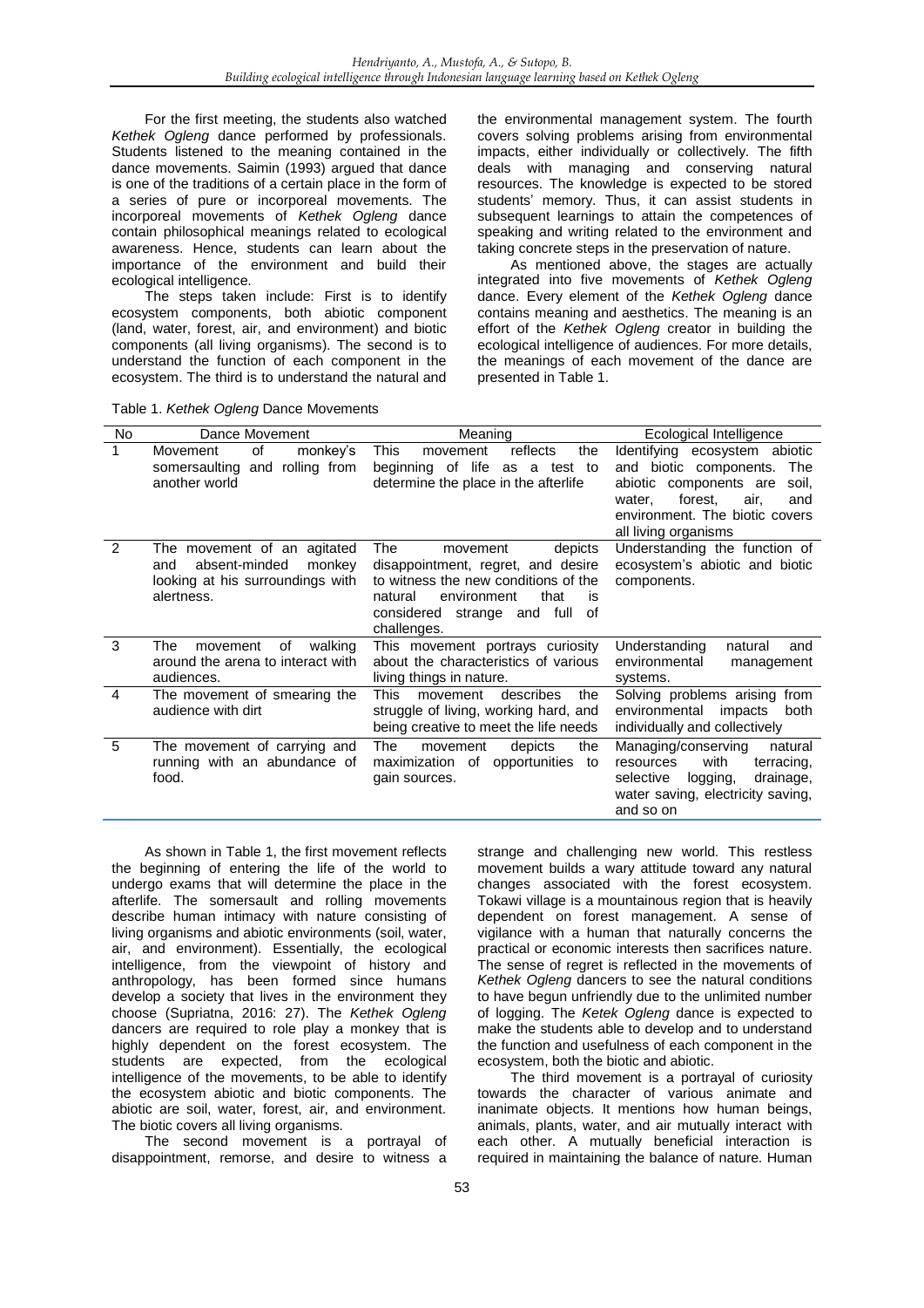For the first meeting, the students also watched *Kethek Ogleng* dance performed by professionals. Students listened to the meaning contained in the dance movements. Saimin (1993) argued that dance is one of the traditions of a certain place in the form of a series of pure or incorporeal movements. The incorporeal movements of *Kethek Ogleng* dance contain philosophical meanings related to ecological awareness. Hence, students can learn about the importance of the environment and build their ecological intelligence.

The steps taken include: First is to identify ecosystem components, both abiotic component (land, water, forest, air, and environment) and biotic components (all living organisms). The second is to understand the function of each component in the ecosystem. The third is to understand the natural and the environmental management system. The fourth covers solving problems arising from environmental impacts, either individually or collectively. The fifth deals with managing and conserving natural resources. The knowledge is expected to be stored students' memory. Thus, it can assist students in subsequent learnings to attain the competences of speaking and writing related to the environment and taking concrete steps in the preservation of nature.

As mentioned above, the stages are actually integrated into five movements of *Kethek Ogleng* dance. Every element of the *Kethek Ogleng* dance contains meaning and aesthetics. The meaning is an effort of the *Kethek Ogleng* creator in building the ecological intelligence of audiences. For more details, the meanings of each movement of the dance are presented in Table 1.

Table 1. *Kethek Ogleng* Dance Movements

| No | Dance Movement | Meaning | Ecological Intelligence |
|---|---|---|---|
| 1 | Movement of monkey's somersaulting and rolling from another world | This movement reflects the beginning of life as a test to determine the place in the afterlife | Identifying ecosystem abiotic and biotic components. The abiotic components are soil, water, forest, air, and environment. The biotic covers all living organisms |
| 2 | The movement of an agitated and absent-minded monkey looking at his surroundings with alertness. | The movement depicts disappointment, regret, and desire to witness the new conditions of the natural environment that is considered strange and full of challenges. | Understanding the function of ecosystem's abiotic and biotic components. |
| 3 | The movement of walking around the arena to interact with audiences. | This movement portrays curiosity about the characteristics of various living things in nature. | Understanding natural and environmental management systems. |
| 4 | The movement of smearing the audience with dirt | This movement describes the struggle of living, working hard, and being creative to meet the life needs | Solving problems arising from environmental impacts both individually and collectively |
| 5 | The movement of carrying and running with an abundance of food. | The movement depicts the maximization of opportunities to gain sources. | Managing/conserving natural resources with terracing, selective logging, drainage, water saving, electricity saving, and so on |

As shown in Table 1, the first movement reflects the beginning of entering the life of the world to undergo exams that will determine the place in the afterlife. The somersault and rolling movements describe human intimacy with nature consisting of living organisms and abiotic environments (soil, water, air, and environment). Essentially, the ecological intelligence, from the viewpoint of history and anthropology, has been formed since humans develop a society that lives in the environment they choose (Supriatna, 2016: 27). The *Kethek Ogleng* dancers are required to role play a monkey that is highly dependent on the forest ecosystem. The students are expected, from the ecological intelligence of the movements, to be able to identify the ecosystem abiotic and biotic components. The abiotic are soil, water, forest, air, and environment. The biotic covers all living organisms.

The second movement is a portrayal of disappointment, remorse, and desire to witness a strange and challenging new world. This restless movement builds a wary attitude toward any natural changes associated with the forest ecosystem. Tokawi village is a mountainous region that is heavily dependent on forest management. A sense of vigilance with a human that naturally concerns the practical or economic interests then sacrifices nature. The sense of regret is reflected in the movements of *Kethek Ogleng* dancers to see the natural conditions to have begun unfriendly due to the unlimited number of logging. The *Ketek Ogleng* dance is expected to make the students able to develop and to understand the function and usefulness of each component in the ecosystem, both the biotic and abiotic.

The third movement is a portrayal of curiosity towards the character of various animate and inanimate objects. It mentions how human beings, animals, plants, water, and air mutually interact with each other. A mutually beneficial interaction is required in maintaining the balance of nature. Human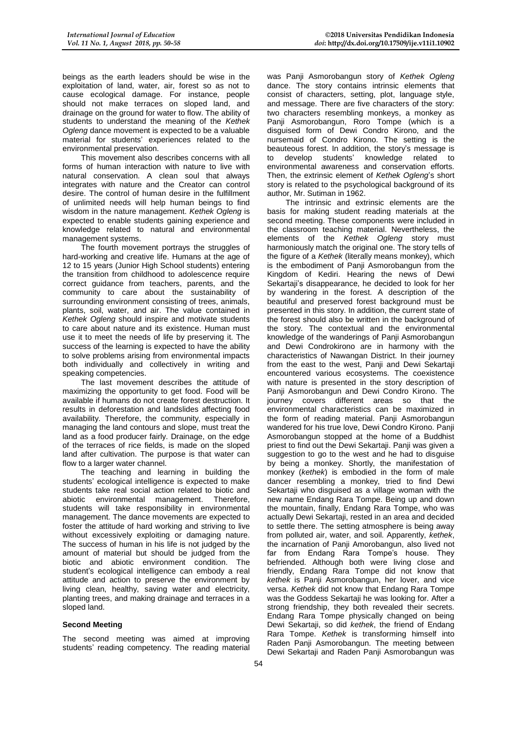beings as the earth leaders should be wise in the exploitation of land, water, air, forest so as not to cause ecological damage. For instance, people should not make terraces on sloped land, and drainage on the ground for water to flow. The ability of students to understand the meaning of the *Kethek Ogleng* dance movement is expected to be a valuable material for students' experiences related to the environmental preservation.

This movement also describes concerns with all forms of human interaction with nature to live with natural conservation. A clean soul that always integrates with nature and the Creator can control desire. The control of human desire in the fulfillment of unlimited needs will help human beings to find wisdom in the nature management. *Kethek Ogleng* is expected to enable students gaining experience and knowledge related to natural and environmental management systems.

The fourth movement portrays the struggles of hard-working and creative life. Humans at the age of 12 to 15 years (Junior High School students) entering the transition from childhood to adolescence require correct guidance from teachers, parents, and the community to care about the sustainability of surrounding environment consisting of trees, animals, plants, soil, water, and air. The value contained in *Kethek Ogleng* should inspire and motivate students to care about nature and its existence. Human must use it to meet the needs of life by preserving it. The success of the learning is expected to have the ability to solve problems arising from environmental impacts both individually and collectively in writing and speaking competencies.

The last movement describes the attitude of maximizing the opportunity to get food. Food will be available if humans do not create forest destruction. It results in deforestation and landslides affecting food availability. Therefore, the community, especially in managing the land contours and slope, must treat the land as a food producer fairly. Drainage, on the edge of the terraces of rice fields, is made on the sloped land after cultivation. The purpose is that water can flow to a larger water channel.

The teaching and learning in building the students' ecological intelligence is expected to make students take real social action related to biotic and abiotic environmental management. Therefore, students will take responsibility in environmental management. The dance movements are expected to foster the attitude of hard working and striving to live without excessively exploiting or damaging nature. The success of human in his life is not judged by the amount of material but should be judged from the biotic and abiotic environment condition. The student's ecological intelligence can embody a real attitude and action to preserve the environment by living clean, healthy, saving water and electricity, planting trees, and making drainage and terraces in a sloped land.

**Second Meeting**

The second meeting was aimed at improving students' reading competency. The reading material was Panji Asmorobangun story of *Kethek Ogleng* dance. The story contains intrinsic elements that consist of characters, setting, plot, language style, and message. There are five characters of the story: two characters resembling monkeys, a monkey as Panji Asmorobangun, Roro Tompe (which is a disguised form of Dewi Condro Kirono, and the nursemaid of Condro Kirono. The setting is the beauteous forest. In addition, the story's message is to develop students' knowledge related to environmental awareness and conservation efforts. Then, the extrinsic element of *Kethek Ogleng*'s short story is related to the psychological background of its author, Mr. Sutiman in 1962.

The intrinsic and extrinsic elements are the basis for making student reading materials at the second meeting. These components were included in the classroom teaching material. Nevertheless, the elements of the *Kethek Ogleng* story must harmoniously match the original one. The story tells of the figure of a *Kethek* (literally means monkey), which is the embodiment of Panji Asmorobangun from the Kingdom of Kediri. Hearing the news of Dewi Sekartaji's disappearance, he decided to look for her by wandering in the forest. A description of the beautiful and preserved forest background must be presented in this story. In addition, the current state of the forest should also be written in the background of the story. The contextual and the environmental knowledge of the wanderings of Panji Asmorobangun and Dewi Condrokirono are in harmony with the characteristics of Nawangan District. In their journey from the east to the west, Panji and Dewi Sekartaji encountered various ecosystems. The coexistence with nature is presented in the story description of Panji Asmorobangun and Dewi Condro Kirono. The journey covers different areas so that the environmental characteristics can be maximized in the form of reading material. Panji Asmorobangun wandered for his true love, Dewi Condro Kirono. Panji Asmorobangun stopped at the home of a Buddhist priest to find out the Dewi Sekartaji. Panji was given a suggestion to go to the west and he had to disguise by being a monkey. Shortly, the manifestation of monkey (*kethek*) is embodied in the form of male dancer resembling a monkey, tried to find Dewi Sekartaji who disguised as a village woman with the new name Endang Rara Tompe. Being up and down the mountain, finally, Endang Rara Tompe, who was actually Dewi Sekartaji, rested in an area and decided to settle there. The setting atmosphere is being away from polluted air, water, and soil. Apparently, *kethek*, the incarnation of Panji Amorobangun, also lived not far from Endang Rara Tompe's house. They befriended. Although both were living close and friendly, Endang Rara Tompe did not know that *kethek* is Panji Asmorobangun, her lover, and vice versa. *Kethek* did not know that Endang Rara Tompe was the Goddess Sekartaji he was looking for. After a strong friendship, they both revealed their secrets. Endang Rara Tompe physically changed on being Dewi Sekartaji, so did *kethek*, the friend of Endang Rara Tompe. *Kethek* is transforming himself into Raden Panji Asmorobangun. The meeting between Dewi Sekartaji and Raden Panji Asmorobangun was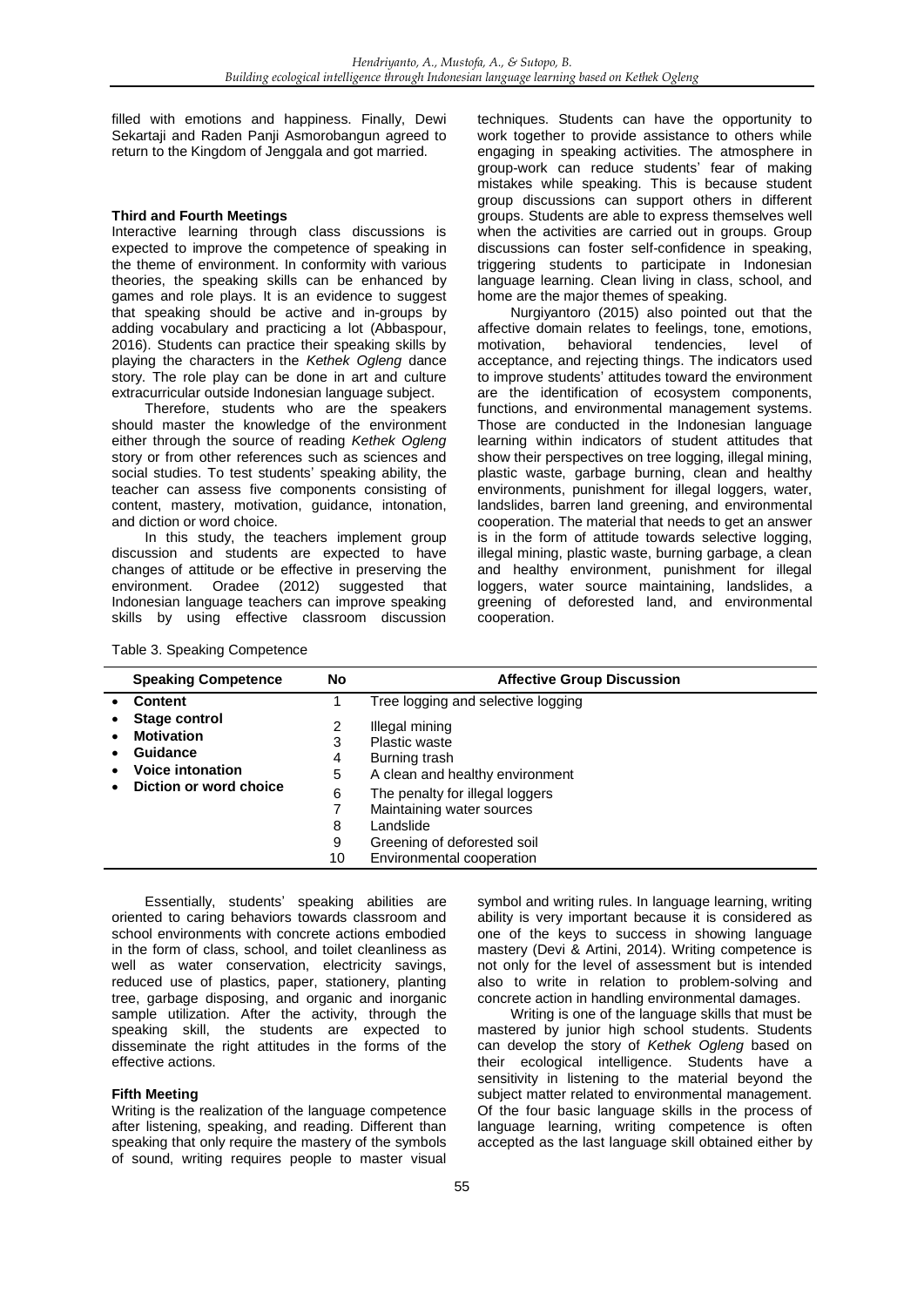filled with emotions and happiness. Finally, Dewi Sekartaji and Raden Panji Asmorobangun agreed to return to the Kingdom of Jenggala and got married.

**Third and Fourth Meetings**

Interactive learning through class discussions is expected to improve the competence of speaking in the theme of environment. In conformity with various theories, the speaking skills can be enhanced by games and role plays. It is an evidence to suggest that speaking should be active and in-groups by adding vocabulary and practicing a lot (Abbaspour, 2016). Students can practice their speaking skills by playing the characters in the *Kethek Ogleng* dance story. The role play can be done in art and culture extracurricular outside Indonesian language subject.

Therefore, students who are the speakers should master the knowledge of the environment either through the source of reading *Kethek Ogleng* story or from other references such as sciences and social studies. To test students' speaking ability, the teacher can assess five components consisting of content, mastery, motivation, guidance, intonation, and diction or word choice.

In this study, the teachers implement group discussion and students are expected to have changes of attitude or be effective in preserving the environment. Oradee (2012) suggested that Indonesian language teachers can improve speaking skills by using effective classroom discussion techniques. Students can have the opportunity to work together to provide assistance to others while engaging in speaking activities. The atmosphere in group-work can reduce students' fear of making mistakes while speaking. This is because student group discussions can support others in different groups. Students are able to express themselves well when the activities are carried out in groups. Group discussions can foster self-confidence in speaking, triggering students to participate in Indonesian language learning. Clean living in class, school, and home are the major themes of speaking.

Nurgiyantoro (2015) also pointed out that the affective domain relates to feelings, tone, emotions, motivation, behavioral tendencies, level of acceptance, and rejecting things. The indicators used to improve students' attitudes toward the environment are the identification of ecosystem components, functions, and environmental management systems. Those are conducted in the Indonesian language learning within indicators of student attitudes that show their perspectives on tree logging, illegal mining, plastic waste, garbage burning, clean and healthy environments, punishment for illegal loggers, water, landslides, barren land greening, and environmental cooperation. The material that needs to get an answer is in the form of attitude towards selective logging, illegal mining, plastic waste, burning garbage, a clean and healthy environment, punishment for illegal loggers, water source maintaining, landslides, a greening of deforested land, and environmental cooperation.

Table 3. Speaking Competence

| Speaking Competence | No | Affective Group Discussion |
|---|---|---|
| • **Content**<br>• **Stage control**<br>• **Motivation**<br>• **Guidance**<br>• **Voice intonation**<br>• **Diction or word choice** | 1 | Tree logging and selective logging |
| | 2 | Illegal mining |
| | 3 | Plastic waste |
| | 4 | Burning trash |
| | 5 | A clean and healthy environment |
| | 6 | The penalty for illegal loggers |
| | 7 | Maintaining water sources |
| | 8 | Landslide |
| | 9 | Greening of deforested soil |
| | 10 | Environmental cooperation |

Essentially, students' speaking abilities are oriented to caring behaviors towards classroom and school environments with concrete actions embodied in the form of class, school, and toilet cleanliness as well as water conservation, electricity savings, reduced use of plastics, paper, stationery, planting tree, garbage disposing, and organic and inorganic sample utilization. After the activity, through the speaking skill, the students are expected to disseminate the right attitudes in the forms of the effective actions.

**Fifth Meeting**

Writing is the realization of the language competence after listening, speaking, and reading. Different than speaking that only require the mastery of the symbols of sound, writing requires people to master visual symbol and writing rules. In language learning, writing ability is very important because it is considered as one of the keys to success in showing language mastery (Devi & Artini, 2014). Writing competence is not only for the level of assessment but is intended also to write in relation to problem-solving and concrete action in handling environmental damages.

Writing is one of the language skills that must be mastered by junior high school students. Students can develop the story of *Kethek Ogleng* based on their ecological intelligence. Students have a sensitivity in listening to the material beyond the subject matter related to environmental management. Of the four basic language skills in the process of language learning, writing competence is often accepted as the last language skill obtained either by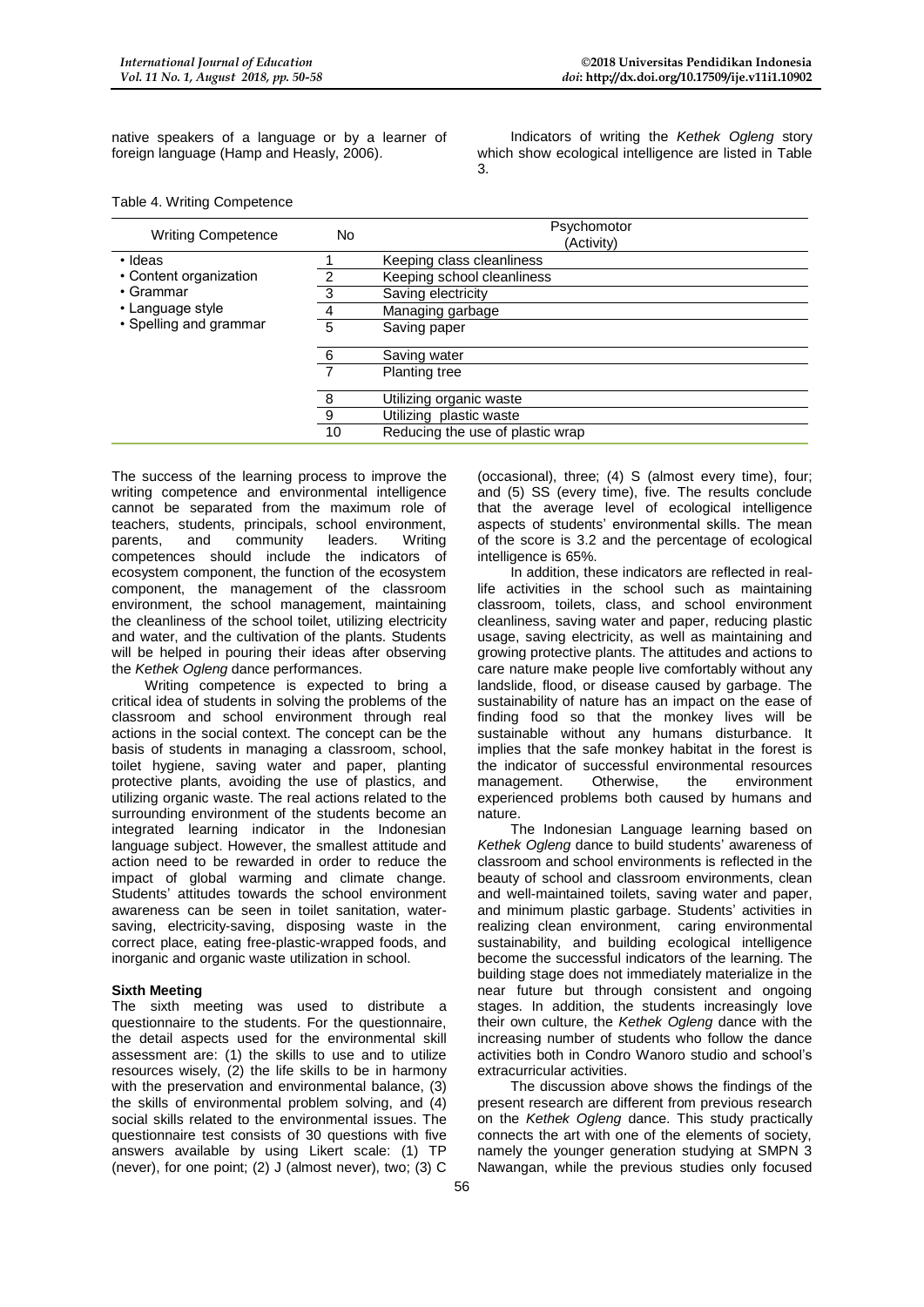native speakers of a language or by a learner of foreign language (Hamp and Heasly, 2006).

Indicators of writing the *Kethek Ogleng* story which show ecological intelligence are listed in Table 3.

Table 4. Writing Competence

| Writing Competence | No | Psychomotor (Activity) |
|---|---|---|
| • Ideas<br>• Content organization<br>• Grammar<br>• Language style<br>• Spelling and grammar | 1 | Keeping class cleanliness |
| | 2 | Keeping school cleanliness |
| | 3 | Saving electricity |
| | 4 | Managing garbage |
| | 5 | Saving paper |
| | 6 | Saving water |
| | 7 | Planting tree |
| | 8 | Utilizing organic waste |
| | 9 | Utilizing plastic waste |
| | 10 | Reducing the use of plastic wrap |

The success of the learning process to improve the writing competence and environmental intelligence cannot be separated from the maximum role of teachers, students, principals, school environment, parents, and community leaders. Writing competences should include the indicators of ecosystem component, the function of the ecosystem component, the management of the classroom environment, the school management, maintaining the cleanliness of the school toilet, utilizing electricity and water, and the cultivation of the plants. Students will be helped in pouring their ideas after observing the *Kethek Ogleng* dance performances.

Writing competence is expected to bring a critical idea of students in solving the problems of the classroom and school environment through real actions in the social context. The concept can be the basis of students in managing a classroom, school, toilet hygiene, saving water and paper, planting protective plants, avoiding the use of plastics, and utilizing organic waste. The real actions related to the surrounding environment of the students become an integrated learning indicator in the Indonesian language subject. However, the smallest attitude and action need to be rewarded in order to reduce the impact of global warming and climate change. Students' attitudes towards the school environment awareness can be seen in toilet sanitation, water-saving, electricity-saving, disposing waste in the correct place, eating free-plastic-wrapped foods, and inorganic and organic waste utilization in school.

**Sixth Meeting**

The sixth meeting was used to distribute a questionnaire to the students. For the questionnaire, the detail aspects used for the environmental skill assessment are: (1) the skills to use and to utilize resources wisely, (2) the life skills to be in harmony with the preservation and environmental balance, (3) the skills of environmental problem solving, and (4) social skills related to the environmental issues. The questionnaire test consists of 30 questions with five answers available by using Likert scale: (1) TP (never), for one point; (2) J (almost never), two; (3) C (occasional), three; (4) S (almost every time), four; and (5) SS (every time), five. The results conclude that the average level of ecological intelligence aspects of students' environmental skills. The mean of the score is 3.2 and the percentage of ecological intelligence is 65%.

In addition, these indicators are reflected in real-life activities in the school such as maintaining classroom, toilets, class, and school environment cleanliness, saving water and paper, reducing plastic usage, saving electricity, as well as maintaining and growing protective plants. The attitudes and actions to care nature make people live comfortably without any landslide, flood, or disease caused by garbage. The sustainability of nature has an impact on the ease of finding food so that the monkey lives will be sustainable without any humans disturbance. It implies that the safe monkey habitat in the forest is the indicator of successful environmental resources management. Otherwise, the environment experienced problems both caused by humans and nature.

The Indonesian Language learning based on *Kethek Ogleng* dance to build students' awareness of classroom and school environments is reflected in the beauty of school and classroom environments, clean and well-maintained toilets, saving water and paper, and minimum plastic garbage. Students' activities in realizing clean environment, caring environmental sustainability, and building ecological intelligence become the successful indicators of the learning. The building stage does not immediately materialize in the near future but through consistent and ongoing stages. In addition, the students increasingly love their own culture, the *Kethek Ogleng* dance with the increasing number of students who follow the dance activities both in Condro Wanoro studio and school's extracurricular activities.

The discussion above shows the findings of the present research are different from previous research on the *Kethek Ogleng* dance. This study practically connects the art with one of the elements of society, namely the younger generation studying at SMPN 3 Nawangan, while the previous studies only focused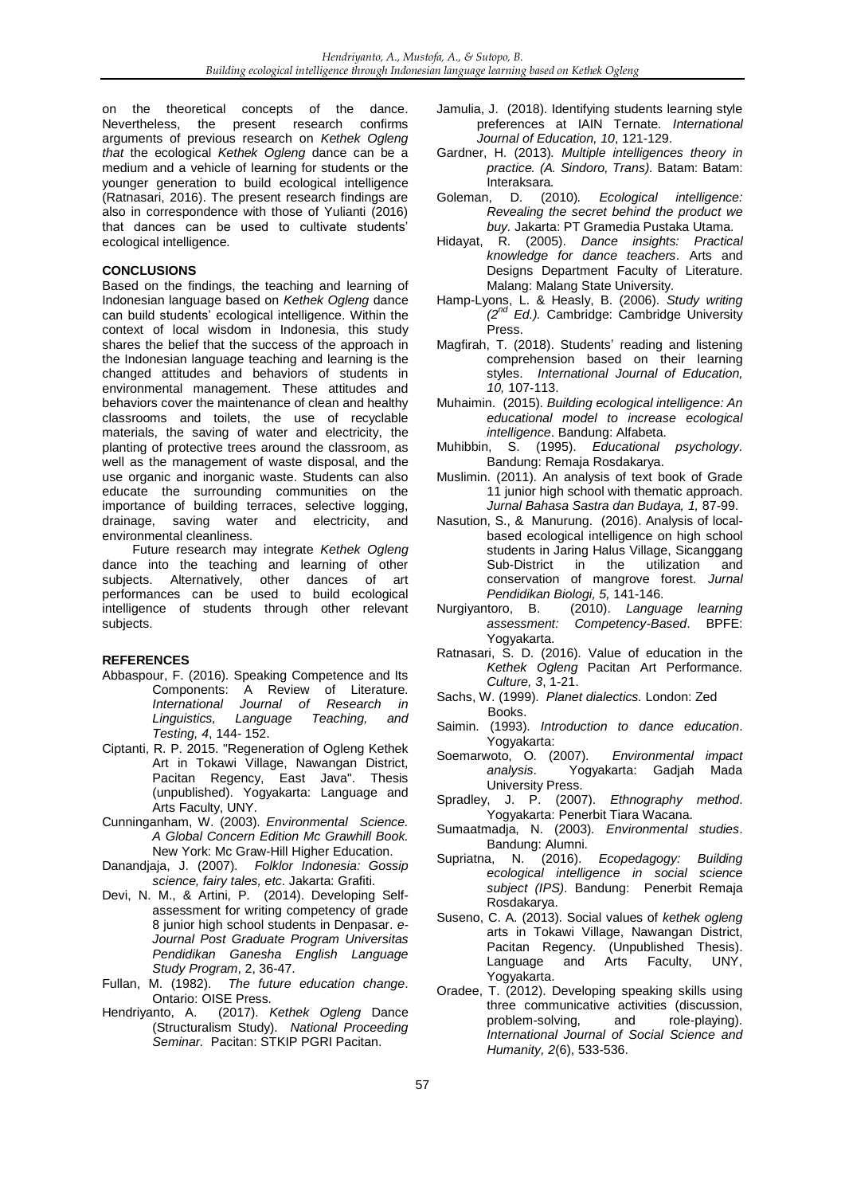on the theoretical concepts of the dance. Nevertheless, the present research confirms arguments of previous research on *Kethek Ogleng that* the ecological *Kethek Ogleng* dance can be a medium and a vehicle of learning for students or the younger generation to build ecological intelligence (Ratnasari, 2016). The present research findings are also in correspondence with those of Yulianti (2016) that dances can be used to cultivate students' ecological intelligence.

## CONCLUSIONS

Based on the findings, the teaching and learning of Indonesian language based on *Kethek Ogleng* dance can build students' ecological intelligence. Within the context of local wisdom in Indonesia, this study shares the belief that the success of the approach in the Indonesian language teaching and learning is the changed attitudes and behaviors of students in environmental management. These attitudes and behaviors cover the maintenance of clean and healthy classrooms and toilets, the use of recyclable materials, the saving of water and electricity, the planting of protective trees around the classroom, as well as the management of waste disposal, and the use organic and inorganic waste. Students can also educate the surrounding communities on the importance of building terraces, selective logging, drainage, saving water and electricity, and environmental cleanliness.

Future research may integrate *Kethek Ogleng* dance into the teaching and learning of other subjects. Alternatively, other dances of art performances can be used to build ecological intelligence of students through other relevant subjects.

## REFERENCES

Abbaspour, F. (2016). Speaking Competence and Its Components: A Review of Literature. *International Journal of Research in Linguistics, Language Teaching, and Testing, 4*, 144- 152.

Ciptanti, R. P. 2015. "Regeneration of Ogleng Kethek Art in Tokawi Village, Nawangan District, Pacitan Regency, East Java". Thesis (unpublished). Yogyakarta: Language and Arts Faculty, UNY.

Cunninganham, W. (2003). *Environmental Science. A Global Concern Edition Mc Grawhill Book.* New York: Mc Graw-Hill Higher Education.

Danandjaja, J. (2007). *Folklor Indonesia: Gossip science, fairy tales, etc*. Jakarta: Grafiti.

Devi, N. M., & Artini, P. (2014). Developing Self-assessment for writing competency of grade 8 junior high school students in Denpasar. *e-Journal Post Graduate Program Universitas Pendidikan Ganesha English Language Study Program*, 2, 36-47.

Fullan, M. (1982). *The future education change*. Ontario: OISE Press.

Hendriyanto, A. (2017). *Kethek Ogleng* Dance (Structuralism Study). *National Proceeding Seminar.* Pacitan: STKIP PGRI Pacitan.

Jamulia, J. (2018). Identifying students learning style preferences at IAIN Ternate. *International Journal of Education, 10*, 121-129.

Gardner, H. (2013). *Multiple intelligences theory in practice. (A. Sindoro, Trans).* Batam: Batam: Interaksara.

Goleman, D. (2010). *Ecological intelligence: Revealing the secret behind the product we buy*. Jakarta: PT Gramedia Pustaka Utama.

Hidayat, R. (2005). *Dance insights: Practical knowledge for dance teachers*. Arts and Designs Department Faculty of Literature. Malang: Malang State University.

Hamp-Lyons, L. & Heasly, B. (2006). *Study writing (2nd Ed.).* Cambridge: Cambridge University Press.

Magfirah, T. (2018). Students' reading and listening comprehension based on their learning styles. *International Journal of Education, 10,* 107-113.

Muhaimin. (2015). *Building ecological intelligence: An educational model to increase ecological intelligence*. Bandung: Alfabeta.

Muhibbin, S. (1995). *Educational psychology*. Bandung: Remaja Rosdakarya.

Muslimin. (2011). An analysis of text book of Grade 11 junior high school with thematic approach. *Jurnal Bahasa Sastra dan Budaya, 1,* 87-99.

Nasution, S., & Manurung. (2016). Analysis of local-based ecological intelligence on high school students in Jaring Halus Village, Sicanggang Sub-District in the utilization and conservation of mangrove forest. *Jurnal Pendidikan Biologi, 5,* 141-146.

Nurgiyantoro, B. (2010). *Language learning assessment: Competency-Based*. BPFE: Yogyakarta.

Ratnasari, S. D. (2016). Value of education in the *Kethek Ogleng* Pacitan Art Performance*. Culture, 3*, 1-21.

Sachs, W. (1999). *Planet dialectics.* London: Zed Books.

Saimin. (1993). *Introduction to dance education*. Yogyakarta:

Soemarwoto, O. (2007). *Environmental impact analysis*. Yogyakarta: Gadjah Mada University Press.

Spradley, J. P. (2007). *Ethnography method*. Yogyakarta: Penerbit Tiara Wacana.

Sumaatmadja, N. (2003). *Environmental studies*. Bandung: Alumni.

Supriatna, N. (2016). *Ecopedagogy: Building ecological intelligence in social science subject (IPS)*. Bandung: Penerbit Remaja Rosdakarya.

Suseno, C. A. (2013). Social values of *kethek ogleng* arts in Tokawi Village, Nawangan District, Pacitan Regency. (Unpublished Thesis). Language and Arts Faculty, UNY, Yogyakarta.

Oradee, T. (2012). Developing speaking skills using three communicative activities (discussion, problem-solving, and role-playing). *International Journal of Social Science and Humanity, 2*(6), 533-536.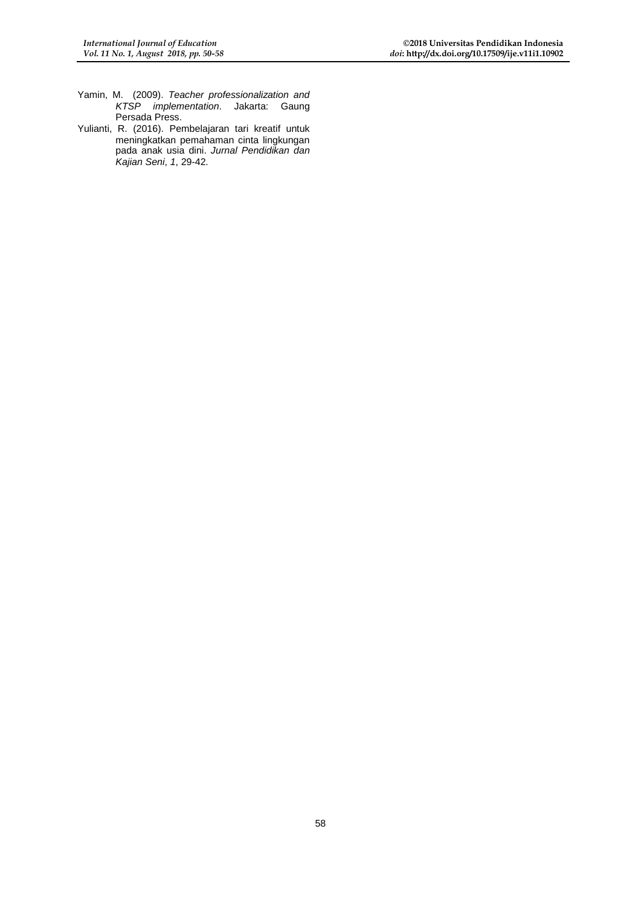Yamin, M. (2009). *Teacher professionalization and KTSP implementation*. Jakarta: Gaung Persada Press.

Yulianti, R. (2016). Pembelajaran tari kreatif untuk meningkatkan pemahaman cinta lingkungan pada anak usia dini. *Jurnal Pendidikan dan Kajian Seni*, *1*, 29-42.